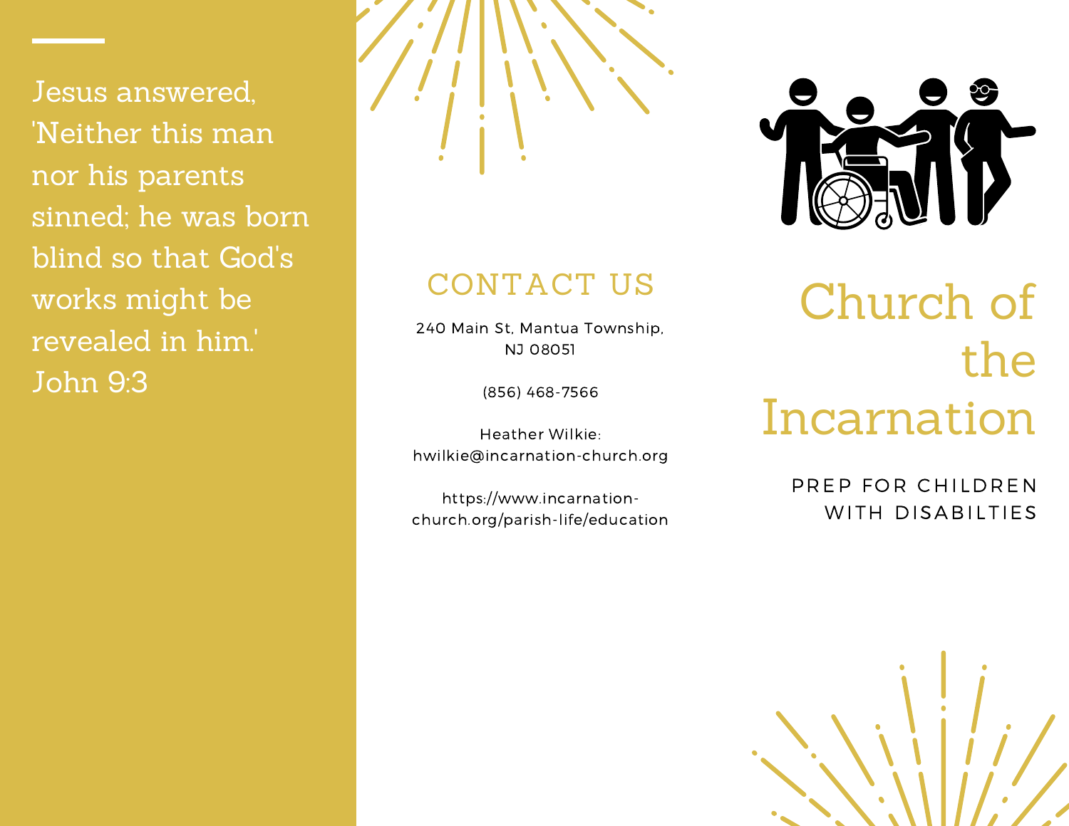Jesus answered, 'Neither this man nor his parents sinned; he was born blind so that God's works might be revealed in him.' John 9:3

## CONTACT US

240 Main St, Mantua Township, NJ 08051

(856) 468-7566

Heather Wilkie: hwilkie@incarnation-church.org

https://www.incarnation-church.org/parish-life/education

# Church of the Incarnation

PREP FOR CHILDREN WITH DISABILTIES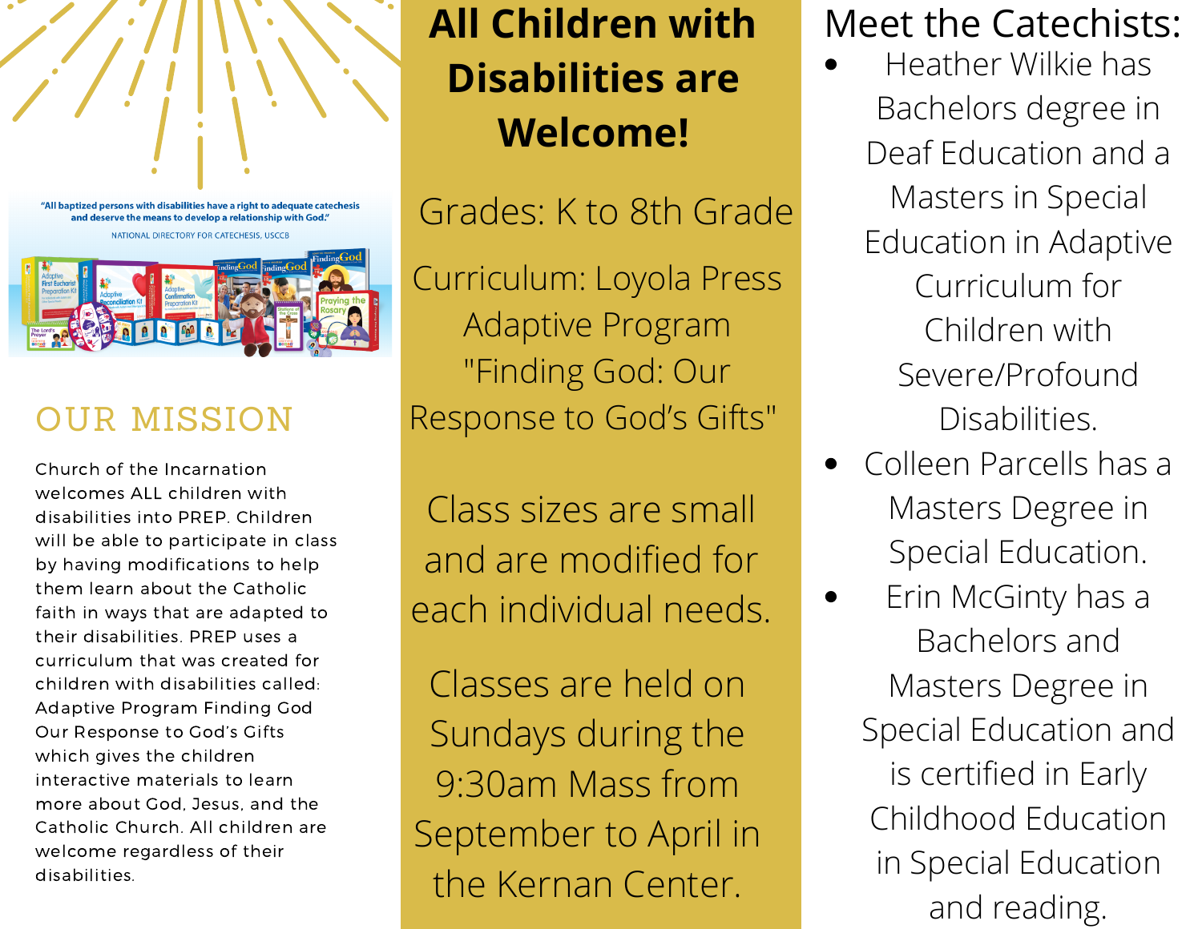"All baptized persons with disabilities have a right to adequate catechesis and deserve the means to develop a relationship with God."

NATIONAL DIRECTORY FOR CATECHESIS, USCCB

## OUR MISSION

Church of the Incarnation welcomes ALL children with disabilities into PREP. Children will be able to participate in class by having modifications to help them learn about the Catholic faith in ways that are adapted to their disabilities. PREP uses a curriculum that was created for children with disabilities called: Adaptive Program Finding God Our Response to God's Gifts which gives the children interactive materials to learn more about God, Jesus, and the Catholic Church. All children are welcome regardless of their disabilities.

# All Children with Disabilities are Welcome!

Grades: K to 8th Grade

Curriculum: Loyola Press Adaptive Program "Finding God: Our Response to God's Gifts"

Class sizes are small and are modified for each individual needs.

Classes are held on Sundays during the 9:30am Mass from September to April in the Kernan Center.

## Meet the Catechists:

- Heather Wilkie has Bachelors degree in Deaf Education and a Masters in Special Education in Adaptive Curriculum for Children with Severe/Profound Disabilities.
- Colleen Parcells has a Masters Degree in Special Education.
- Erin McGinty has a Bachelors and Masters Degree in Special Education and is certified in Early Childhood Education in Special Education and reading.